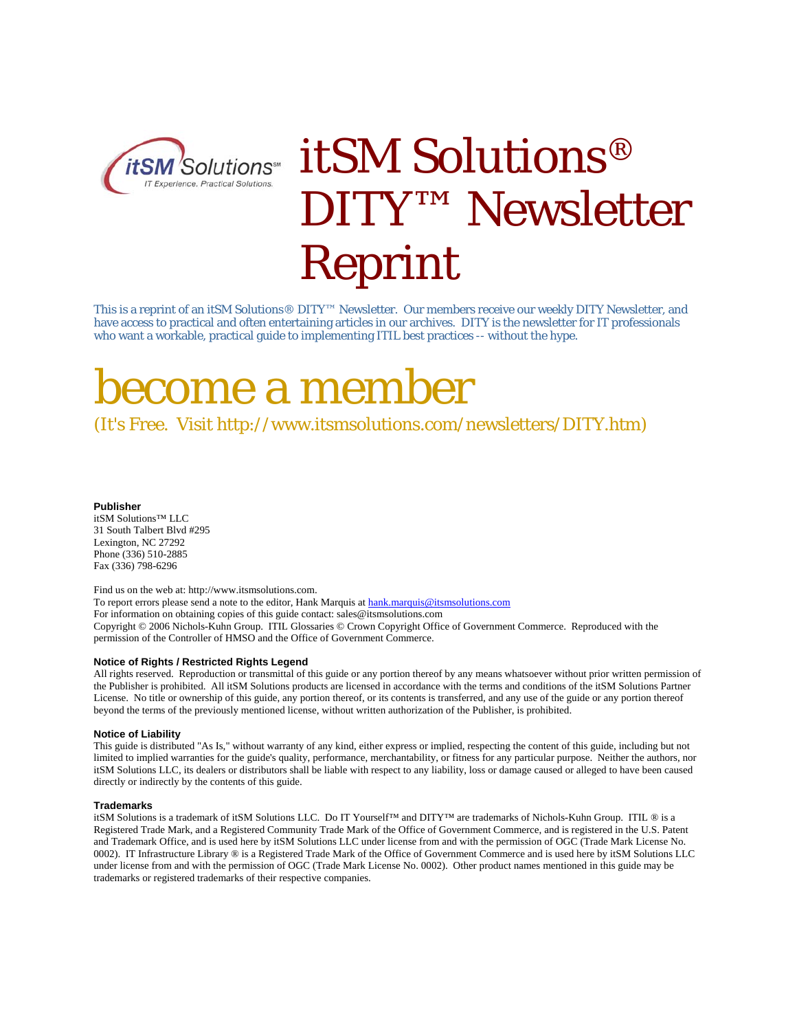# itSM Solutions® DITY™ Newsletter Reprint

This is a reprint of an itSM Solutions® DITY™ Newsletter. Our members receive our weekly DITY Newsletter, and have access to practical and often entertaining articles in our archives. DITY is the newsletter for IT professionals who want a workable, practical guide to implementing ITIL best practices -- without the hype.

# become a member

(It's Free. Visit http://www.itsmsolutions.com/newsletters/DITY.htm)

**Publisher**
itSM Solutions™ LLC
31 South Talbert Blvd #295
Lexington, NC 27292
Phone (336) 510-2885
Fax (336) 798-6296

Find us on the web at: http://www.itsmsolutions.com.
To report errors please send a note to the editor, Hank Marquis at hank.marquis@itsmsolutions.com
For information on obtaining copies of this guide contact: sales@itsmsolutions.com
Copyright © 2006 Nichols-Kuhn Group. ITIL Glossaries © Crown Copyright Office of Government Commerce. Reproduced with the permission of the Controller of HMSO and the Office of Government Commerce.

**Notice of Rights / Restricted Rights Legend**
All rights reserved. Reproduction or transmittal of this guide or any portion thereof by any means whatsoever without prior written permission of the Publisher is prohibited. All itSM Solutions products are licensed in accordance with the terms and conditions of the itSM Solutions Partner License. No title or ownership of this guide, any portion thereof, or its contents is transferred, and any use of the guide or any portion thereof beyond the terms of the previously mentioned license, without written authorization of the Publisher, is prohibited.

**Notice of Liability**
This guide is distributed "As Is," without warranty of any kind, either express or implied, respecting the content of this guide, including but not limited to implied warranties for the guide's quality, performance, merchantability, or fitness for any particular purpose. Neither the authors, nor itSM Solutions LLC, its dealers or distributors shall be liable with respect to any liability, loss or damage caused or alleged to have been caused directly or indirectly by the contents of this guide.

**Trademarks**
itSM Solutions is a trademark of itSM Solutions LLC. Do IT Yourself™ and DITY™ are trademarks of Nichols-Kuhn Group. ITIL ® is a Registered Trade Mark, and a Registered Community Trade Mark of the Office of Government Commerce, and is registered in the U.S. Patent and Trademark Office, and is used here by itSM Solutions LLC under license from and with the permission of OGC (Trade Mark License No. 0002). IT Infrastructure Library ® is a Registered Trade Mark of the Office of Government Commerce and is used here by itSM Solutions LLC under license from and with the permission of OGC (Trade Mark License No. 0002). Other product names mentioned in this guide may be trademarks or registered trademarks of their respective companies.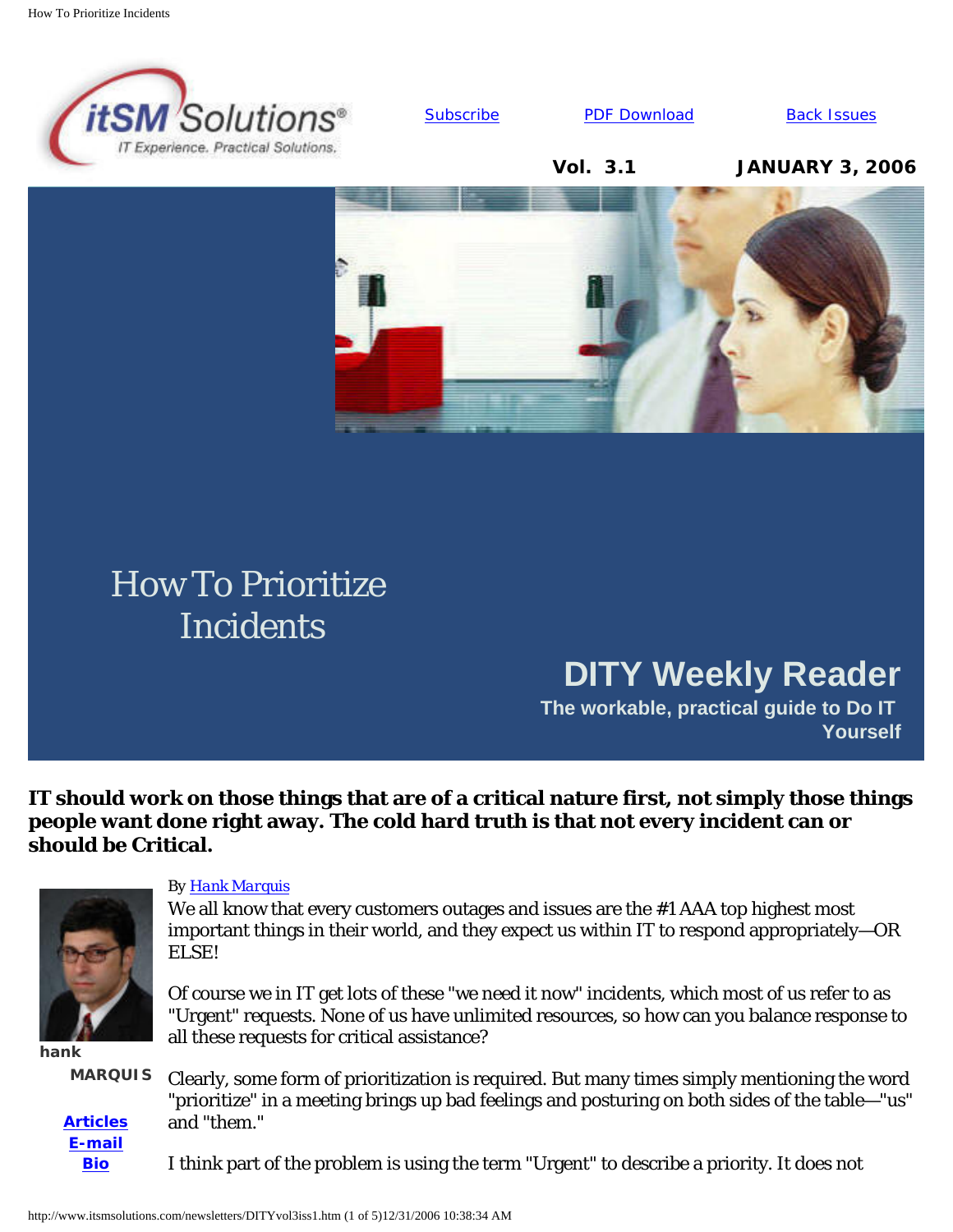Subscribe | PDF Download | Back Issues

**Vol. 3.1** **JANUARY 3, 2006**

# How To Prioritize Incidents

## DITY Weekly Reader

**The workable, practical guide to Do IT Yourself**

**IT should work on those things that are of a critical nature first, not simply those things people want done right away. The cold hard truth is that not every incident can or should be Critical.**

By Hank Marquis

hank MARQUIS

Articles
E-mail
Bio

We all know that every customers outages and issues are the #1 AAA top highest most important things in their world, and they expect us within IT to respond appropriately—OR ELSE!

Of course we in IT get lots of these "we need it now" incidents, which most of us refer to as "Urgent" requests. None of us have unlimited resources, so how can you balance response to all these requests for critical assistance?

Clearly, some form of prioritization is required. But many times simply mentioning the word "prioritize" in a meeting brings up bad feelings and posturing on both sides of the table—"us" and "them."

I think part of the problem is using the term "Urgent" to describe a priority. It does not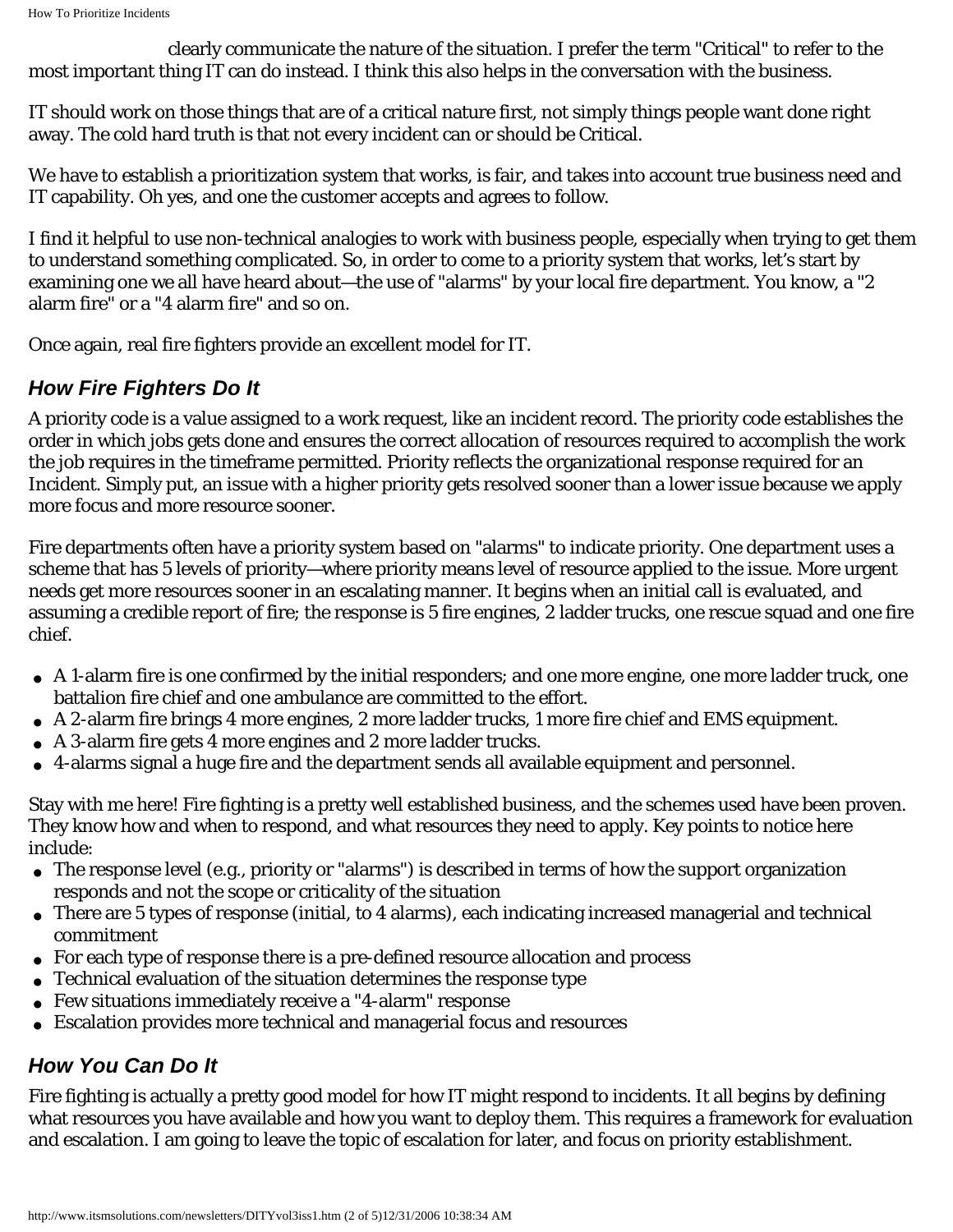clearly communicate the nature of the situation. I prefer the term "Critical" to refer to the most important thing IT can do instead. I think this also helps in the conversation with the business.

IT should work on those things that are of a critical nature first, not simply things people want done right away. The cold hard truth is that not every incident can or should be Critical.

We have to establish a prioritization system that works, is fair, and takes into account true business need and IT capability. Oh yes, and one the customer accepts and agrees to follow.

I find it helpful to use non-technical analogies to work with business people, especially when trying to get them to understand something complicated. So, in order to come to a priority system that works, let's start by examining one we all have heard about—the use of "alarms" by your local fire department. You know, a "2 alarm fire" or a "4 alarm fire" and so on.

Once again, real fire fighters provide an excellent model for IT.

### *How Fire Fighters Do It*

A priority code is a value assigned to a work request, like an incident record. The priority code establishes the order in which jobs gets done and ensures the correct allocation of resources required to accomplish the work the job requires in the timeframe permitted. Priority reflects the organizational response required for an Incident. Simply put, an issue with a higher priority gets resolved sooner than a lower issue because we apply more focus and more resource sooner.

Fire departments often have a priority system based on "alarms" to indicate priority. One department uses a scheme that has 5 levels of priority—where priority means level of resource applied to the issue. More urgent needs get more resources sooner in an escalating manner. It begins when an initial call is evaluated, and assuming a credible report of fire; the response is 5 fire engines, 2 ladder trucks, one rescue squad and one fire chief.

- A 1-alarm fire is one confirmed by the initial responders; and one more engine, one more ladder truck, one battalion fire chief and one ambulance are committed to the effort.
- A 2-alarm fire brings 4 more engines, 2 more ladder trucks, 1 more fire chief and EMS equipment.
- A 3-alarm fire gets 4 more engines and 2 more ladder trucks.
- 4-alarms signal a huge fire and the department sends all available equipment and personnel.

Stay with me here! Fire fighting is a pretty well established business, and the schemes used have been proven. They know how and when to respond, and what resources they need to apply. Key points to notice here include:

- The response level (e.g., priority or "alarms") is described in terms of how the support organization responds and not the scope or criticality of the situation
- There are 5 types of response (initial, to 4 alarms), each indicating increased managerial and technical commitment
- For each type of response there is a pre-defined resource allocation and process
- Technical evaluation of the situation determines the response type
- Few situations immediately receive a "4-alarm" response
- Escalation provides more technical and managerial focus and resources

### *How You Can Do It*

Fire fighting is actually a pretty good model for how IT might respond to incidents. It all begins by defining what resources you have available and how you want to deploy them. This requires a framework for evaluation and escalation. I am going to leave the topic of escalation for later, and focus on priority establishment.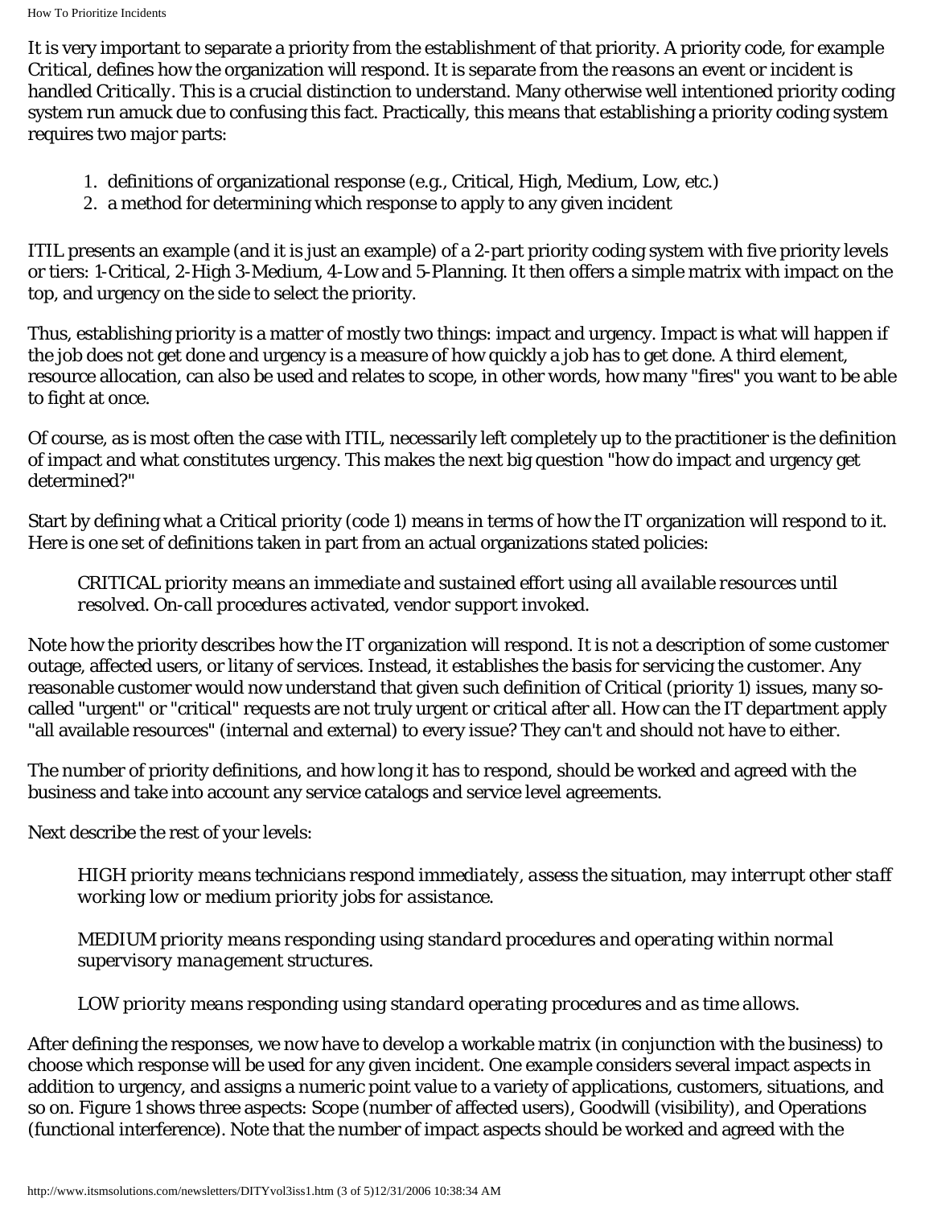It is very important to separate a priority from the establishment of that priority. A priority code, for example *Critical*, defines how the organization will respond. It is separate from the *reasons* an event or incident is handled *Critically*. This is a crucial distinction to understand. Many otherwise well intentioned priority coding system run amuck due to confusing this fact. Practically, this means that establishing a priority coding system requires two major parts:

1. definitions of organizational response (e.g., Critical, High, Medium, Low, etc.)
2. a method for determining which response to apply to any given incident

ITIL presents an example (and it is just an example) of a 2-part priority coding system with five priority levels or tiers: 1-Critical, 2-High 3-Medium, 4-Low and 5-Planning. It then offers a simple matrix with impact on the top, and urgency on the side to select the priority.

Thus, establishing priority is a matter of mostly two things: impact and urgency. Impact is what will happen if the job does not get done and urgency is a measure of how quickly a job has to get done. A third element, resource allocation, can also be used and relates to scope, in other words, how many "fires" you want to be able to fight at once.

Of course, as is most often the case with ITIL, necessarily left completely up to the practitioner is the definition of impact and what constitutes urgency. This makes the next big question "how do impact and urgency get determined?"

Start by defining what a Critical priority (code 1) means in terms of how the IT organization will respond to it. Here is one set of definitions taken in part from an actual organizations stated policies:

> *CRITICAL priority means an immediate and sustained effort using all available resources until resolved. On-call procedures activated, vendor support invoked.*

Note how the priority describes how the IT organization will respond. It is not a description of some customer outage, affected users, or litany of services. Instead, it establishes the basis for servicing the customer. Any reasonable customer would now understand that given such definition of Critical (priority 1) issues, many so-called "urgent" or "critical" requests are not truly urgent or critical after all. How can the IT department apply "all available resources" (internal and external) to every issue? They can't and should not have to either.

The number of priority definitions, and how long it has to respond, should be worked and agreed with the business and take into account any service catalogs and service level agreements.

Next describe the rest of your levels:

> *HIGH priority means technicians respond immediately, assess the situation, may interrupt other staff working low or medium priority jobs for assistance.*
>
> *MEDIUM priority means responding using standard procedures and operating within normal supervisory management structures.*
>
> *LOW priority means responding using standard operating procedures and as time allows.*

After defining the responses, we now have to develop a workable matrix (in conjunction with the business) to choose which response will be used for any given incident. One example considers several impact aspects in addition to urgency, and assigns a numeric point value to a variety of applications, customers, situations, and so on. Figure 1 shows three aspects: Scope (number of affected users), Goodwill (visibility), and Operations (functional interference). Note that the number of impact aspects should be worked and agreed with the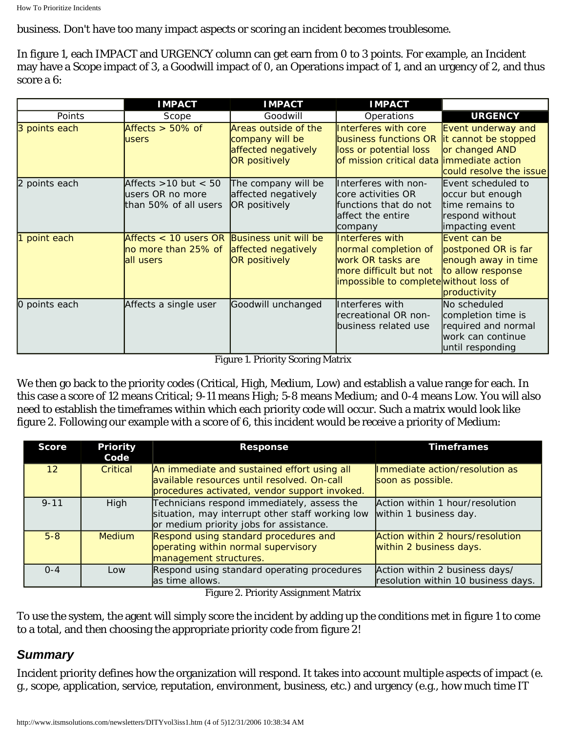business. Don't have too many impact aspects or scoring an incident becomes troublesome.

In figure 1, each IMPACT and URGENCY column can get earn from 0 to 3 points. For example, an Incident may have a Scope impact of 3, a Goodwill impact of 0, an Operations impact of 1, and an urgency of 2, and thus score a 6:

| | IMPACT | IMPACT | IMPACT | |
|---|---|---|---|---|
| Points | Scope | Goodwill | Operations | URGENCY |
| 3 points each | Affects > 50% of users | Areas outside of the company will be affected negatively OR positively | Interferes with core business functions OR loss or potential loss of mission critical data | Event underway and it cannot be stopped or changed AND immediate action could resolve the issue |
| 2 points each | Affects >10 but < 50 users OR no more than 50% of all users | The company will be affected negatively OR positively | Interferes with non-core activities OR functions that do not affect the entire company | Event scheduled to occur but enough time remains to respond without impacting event |
| 1 point each | Affects < 10 users OR no more than 25% of all users | Business unit will be affected negatively OR positively | Interferes with normal completion of work OR tasks are more difficult but not impossible to complete | Event can be postponed OR is far enough away in time to allow response without loss of productivity |
| 0 points each | Affects a single user | Goodwill unchanged | Interferes with recreational OR non-business related use | No scheduled completion time is required and normal work can continue until responding |

Figure 1. Priority Scoring Matrix

We then go back to the priority codes (Critical, High, Medium, Low) and establish a value range for each. In this case a score of 12 means Critical; 9-11 means High; 5-8 means Medium; and 0-4 means Low. You will also need to establish the timeframes within which each priority code will occur. Such a matrix would look like figure 2. Following our example with a score of 6, this incident would be receive a priority of Medium:

| Score | Priority Code | Response | Timeframes |
|---|---|---|---|
| 12 | Critical | An immediate and sustained effort using all available resources until resolved. On-call procedures activated, vendor support invoked. | Immediate action/resolution as soon as possible. |
| 9-11 | High | Technicians respond immediately, assess the situation, may interrupt other staff working low or medium priority jobs for assistance. | Action within 1 hour/resolution within 1 business day. |
| 5-8 | Medium | Respond using standard procedures and operating within normal supervisory management structures. | Action within 2 hours/resolution within 2 business days. |
| 0-4 | Low | Respond using standard operating procedures as time allows. | Action within 2 business days/ resolution within 10 business days. |

Figure 2. Priority Assignment Matrix

To use the system, the agent will simply score the incident by adding up the conditions met in figure 1 to come to a total, and then choosing the appropriate priority code from figure 2!

## Summary

Incident priority defines how the organization will respond. It takes into account multiple aspects of impact (e.g., scope, application, service, reputation, environment, business, etc.) and urgency (e.g., how much time IT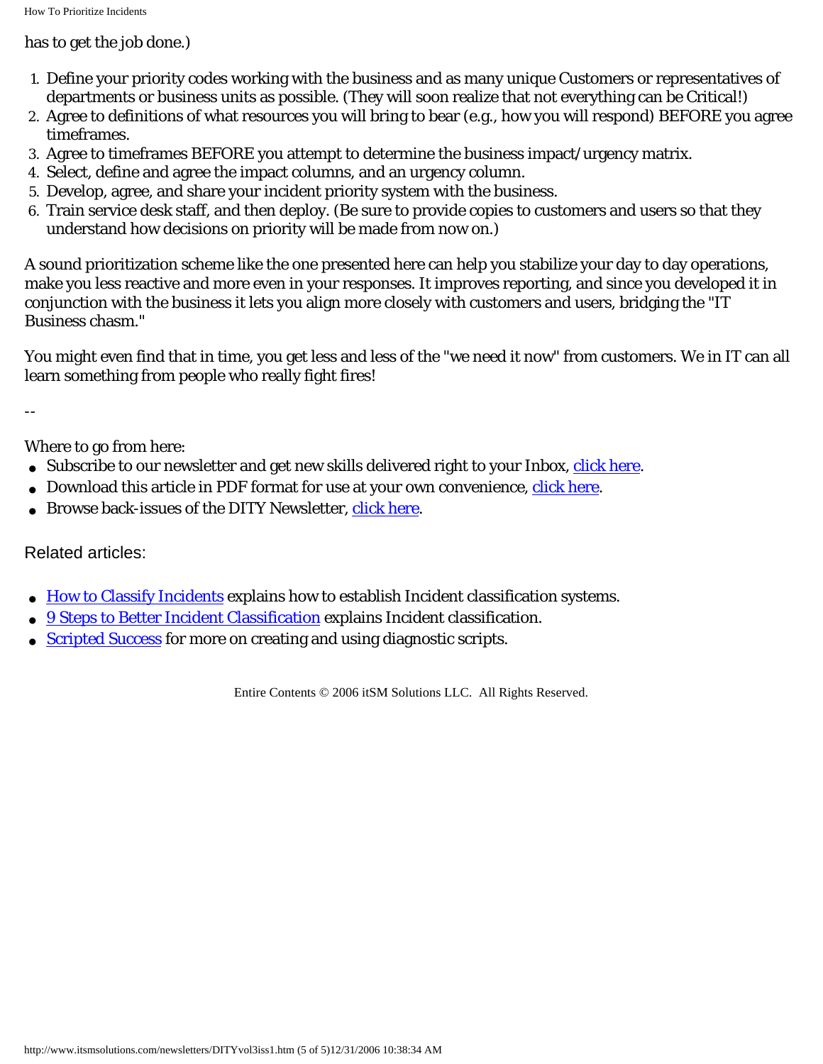has to get the job done.)

1. Define your priority codes working with the business and as many unique Customers or representatives of departments or business units as possible. (They will soon realize that not everything can be Critical!)
2. Agree to definitions of what resources you will bring to bear (e.g., how you will respond) BEFORE you agree timeframes.
3. Agree to timeframes BEFORE you attempt to determine the business impact/urgency matrix.
4. Select, define and agree the impact columns, and an urgency column.
5. Develop, agree, and share your incident priority system with the business.
6. Train service desk staff, and then deploy. (Be sure to provide copies to customers and users so that they understand how decisions on priority will be made from now on.)

A sound prioritization scheme like the one presented here can help you stabilize your day to day operations, make you less reactive and more even in your responses. It improves reporting, and since you developed it in conjunction with the business it lets you align more closely with customers and users, bridging the "IT Business chasm."

You might even find that in time, you get less and less of the "we need it now" from customers. We in IT can all learn something from people who really fight fires!

--

Where to go from here:

- Subscribe to our newsletter and get new skills delivered right to your Inbox, click here.
- Download this article in PDF format for use at your own convenience, click here.
- Browse back-issues of the DITY Newsletter, click here.

Related articles:

- How to Classify Incidents explains how to establish Incident classification systems.
- 9 Steps to Better Incident Classification explains Incident classification.
- Scripted Success for more on creating and using diagnostic scripts.

Entire Contents © 2006 itSM Solutions LLC. All Rights Reserved.